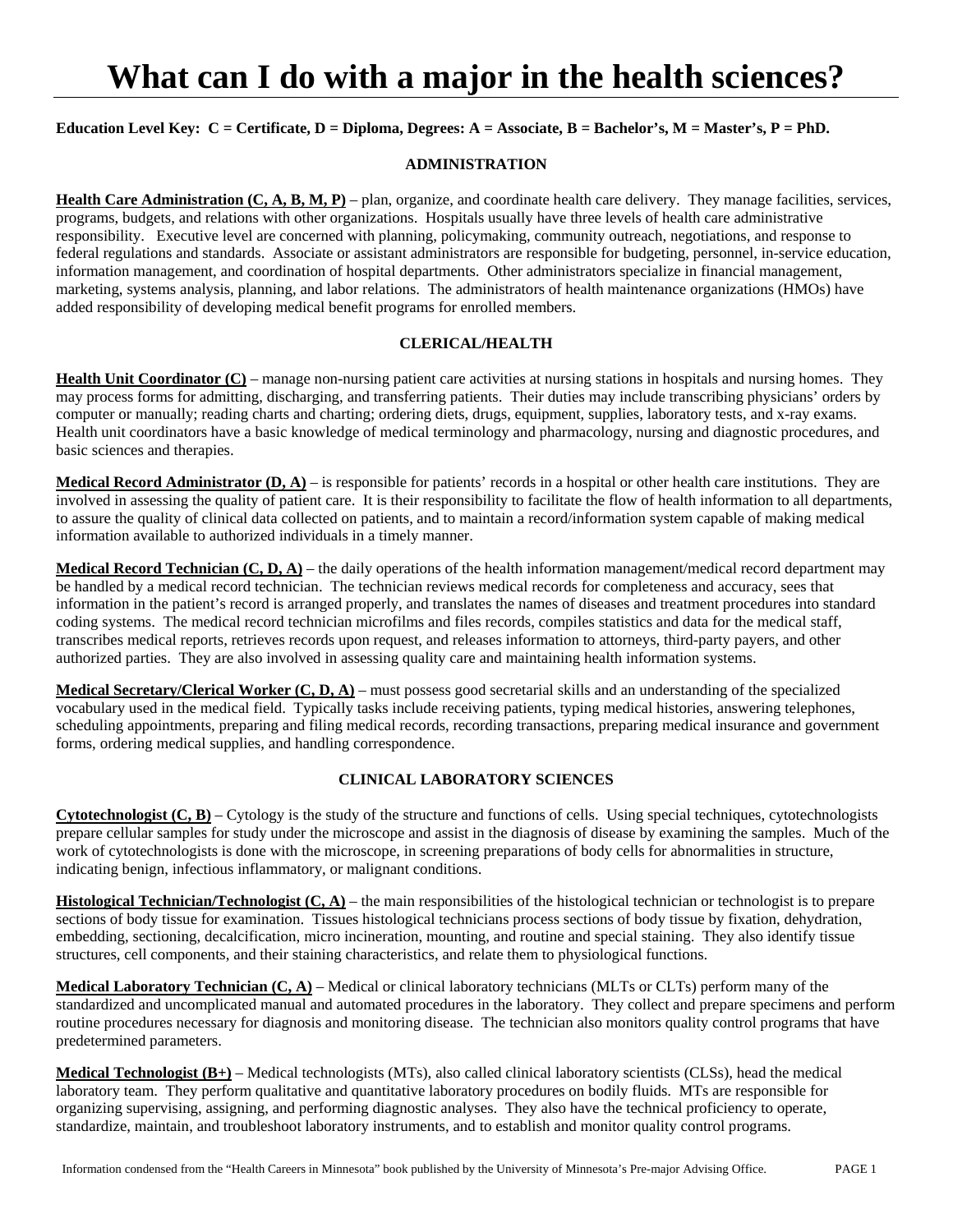# What can I do with a major in the health sciences?

**Education Level Key: C = Certificate, D = Diploma, Degrees: A = Associate, B = Bachelor's, M = Master's, P = PhD.**

## ADMINISTRATION

**Health Care Administration (C, A, B, M, P)** – plan, organize, and coordinate health care delivery. They manage facilities, services, programs, budgets, and relations with other organizations. Hospitals usually have three levels of health care administrative responsibility. Executive level are concerned with planning, policymaking, community outreach, negotiations, and response to federal regulations and standards. Associate or assistant administrators are responsible for budgeting, personnel, in-service education, information management, and coordination of hospital departments. Other administrators specialize in financial management, marketing, systems analysis, planning, and labor relations. The administrators of health maintenance organizations (HMOs) have added responsibility of developing medical benefit programs for enrolled members.

## CLERICAL/HEALTH

**Health Unit Coordinator (C)** – manage non-nursing patient care activities at nursing stations in hospitals and nursing homes. They may process forms for admitting, discharging, and transferring patients. Their duties may include transcribing physicians' orders by computer or manually; reading charts and charting; ordering diets, drugs, equipment, supplies, laboratory tests, and x-ray exams. Health unit coordinators have a basic knowledge of medical terminology and pharmacology, nursing and diagnostic procedures, and basic sciences and therapies.

**Medical Record Administrator (D, A)** – is responsible for patients' records in a hospital or other health care institutions. They are involved in assessing the quality of patient care. It is their responsibility to facilitate the flow of health information to all departments, to assure the quality of clinical data collected on patients, and to maintain a record/information system capable of making medical information available to authorized individuals in a timely manner.

**Medical Record Technician (C, D, A)** – the daily operations of the health information management/medical record department may be handled by a medical record technician. The technician reviews medical records for completeness and accuracy, sees that information in the patient's record is arranged properly, and translates the names of diseases and treatment procedures into standard coding systems. The medical record technician microfilms and files records, compiles statistics and data for the medical staff, transcribes medical reports, retrieves records upon request, and releases information to attorneys, third-party payers, and other authorized parties. They are also involved in assessing quality care and maintaining health information systems.

**Medical Secretary/Clerical Worker (C, D, A)** – must possess good secretarial skills and an understanding of the specialized vocabulary used in the medical field. Typically tasks include receiving patients, typing medical histories, answering telephones, scheduling appointments, preparing and filing medical records, recording transactions, preparing medical insurance and government forms, ordering medical supplies, and handling correspondence.

## CLINICAL LABORATORY SCIENCES

**Cytotechnologist (C, B)** – Cytology is the study of the structure and functions of cells. Using special techniques, cytotechnologists prepare cellular samples for study under the microscope and assist in the diagnosis of disease by examining the samples. Much of the work of cytotechnologists is done with the microscope, in screening preparations of body cells for abnormalities in structure, indicating benign, infectious inflammatory, or malignant conditions.

**Histological Technician/Technologist (C, A)** – the main responsibilities of the histological technician or technologist is to prepare sections of body tissue for examination. Tissues histological technicians process sections of body tissue by fixation, dehydration, embedding, sectioning, decalcification, micro incineration, mounting, and routine and special staining. They also identify tissue structures, cell components, and their staining characteristics, and relate them to physiological functions.

**Medical Laboratory Technician (C, A)** – Medical or clinical laboratory technicians (MLTs or CLTs) perform many of the standardized and uncomplicated manual and automated procedures in the laboratory. They collect and prepare specimens and perform routine procedures necessary for diagnosis and monitoring disease. The technician also monitors quality control programs that have predetermined parameters.

**Medical Technologist (B+)** – Medical technologists (MTs), also called clinical laboratory scientists (CLSs), head the medical laboratory team. They perform qualitative and quantitative laboratory procedures on bodily fluids. MTs are responsible for organizing supervising, assigning, and performing diagnostic analyses. They also have the technical proficiency to operate, standardize, maintain, and troubleshoot laboratory instruments, and to establish and monitor quality control programs.

Information condensed from the "Health Careers in Minnesota" book published by the University of Minnesota's Pre-major Advising Office.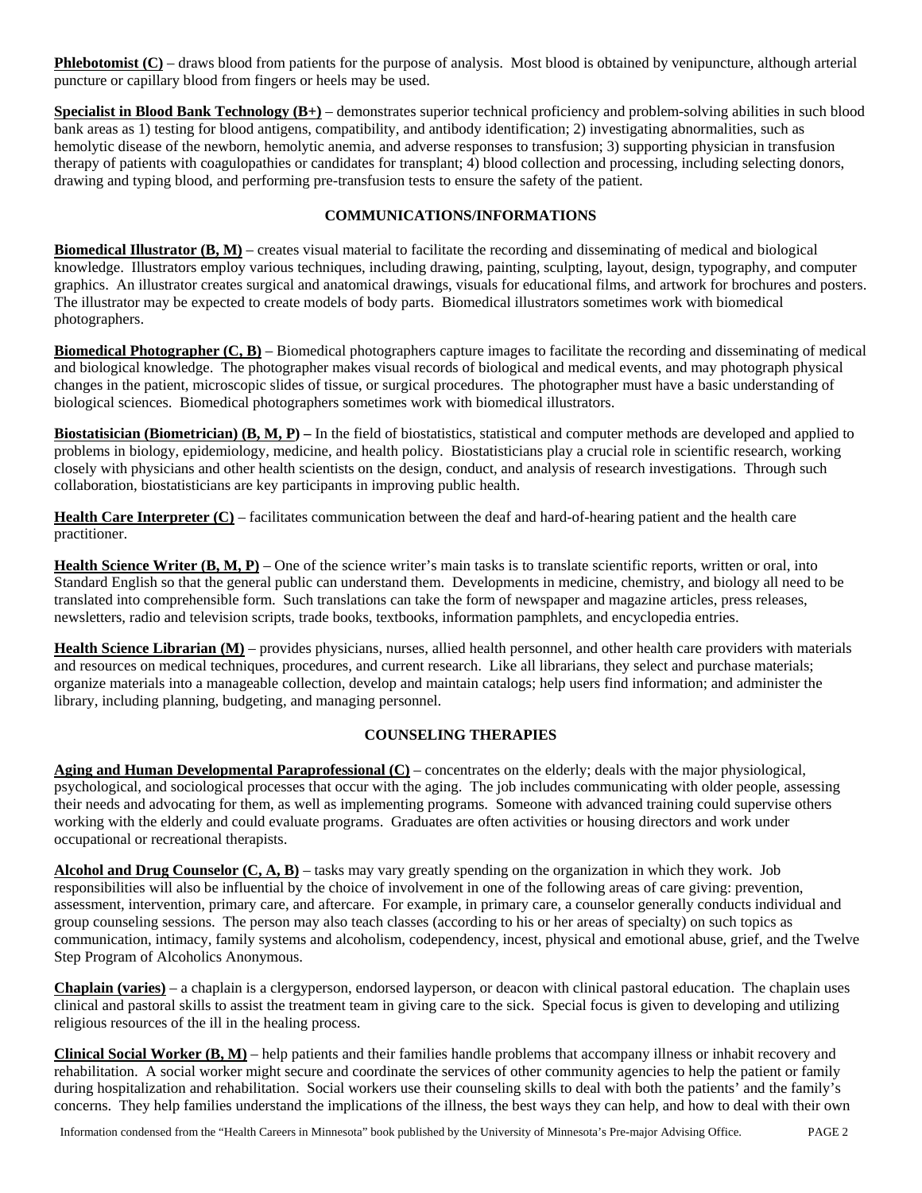**Phlebotomist (C)** – draws blood from patients for the purpose of analysis. Most blood is obtained by venipuncture, although arterial puncture or capillary blood from fingers or heels may be used.

**Specialist in Blood Bank Technology (B+)** – demonstrates superior technical proficiency and problem-solving abilities in such blood bank areas as 1) testing for blood antigens, compatibility, and antibody identification; 2) investigating abnormalities, such as hemolytic disease of the newborn, hemolytic anemia, and adverse responses to transfusion; 3) supporting physician in transfusion therapy of patients with coagulopathies or candidates for transplant; 4) blood collection and processing, including selecting donors, drawing and typing blood, and performing pre-transfusion tests to ensure the safety of the patient.

## COMMUNICATIONS/INFORMATIONS

**Biomedical Illustrator (B, M)** – creates visual material to facilitate the recording and disseminating of medical and biological knowledge. Illustrators employ various techniques, including drawing, painting, sculpting, layout, design, typography, and computer graphics. An illustrator creates surgical and anatomical drawings, visuals for educational films, and artwork for brochures and posters. The illustrator may be expected to create models of body parts. Biomedical illustrators sometimes work with biomedical photographers.

**Biomedical Photographer (C, B)** – Biomedical photographers capture images to facilitate the recording and disseminating of medical and biological knowledge. The photographer makes visual records of biological and medical events, and may photograph physical changes in the patient, microscopic slides of tissue, or surgical procedures. The photographer must have a basic understanding of biological sciences. Biomedical photographers sometimes work with biomedical illustrators.

**Biostatisician (Biometrician) (B, M, P) –** In the field of biostatistics, statistical and computer methods are developed and applied to problems in biology, epidemiology, medicine, and health policy. Biostatisticians play a crucial role in scientific research, working closely with physicians and other health scientists on the design, conduct, and analysis of research investigations. Through such collaboration, biostatisticians are key participants in improving public health.

**Health Care Interpreter (C)** – facilitates communication between the deaf and hard-of-hearing patient and the health care practitioner.

**Health Science Writer (B, M, P)** – One of the science writer's main tasks is to translate scientific reports, written or oral, into Standard English so that the general public can understand them. Developments in medicine, chemistry, and biology all need to be translated into comprehensible form. Such translations can take the form of newspaper and magazine articles, press releases, newsletters, radio and television scripts, trade books, textbooks, information pamphlets, and encyclopedia entries.

**Health Science Librarian (M)** – provides physicians, nurses, allied health personnel, and other health care providers with materials and resources on medical techniques, procedures, and current research. Like all librarians, they select and purchase materials; organize materials into a manageable collection, develop and maintain catalogs; help users find information; and administer the library, including planning, budgeting, and managing personnel.

## COUNSELING THERAPIES

**Aging and Human Developmental Paraprofessional (C)** – concentrates on the elderly; deals with the major physiological, psychological, and sociological processes that occur with the aging. The job includes communicating with older people, assessing their needs and advocating for them, as well as implementing programs. Someone with advanced training could supervise others working with the elderly and could evaluate programs. Graduates are often activities or housing directors and work under occupational or recreational therapists.

**Alcohol and Drug Counselor (C, A, B)** – tasks may vary greatly spending on the organization in which they work. Job responsibilities will also be influential by the choice of involvement in one of the following areas of care giving: prevention, assessment, intervention, primary care, and aftercare. For example, in primary care, a counselor generally conducts individual and group counseling sessions. The person may also teach classes (according to his or her areas of specialty) on such topics as communication, intimacy, family systems and alcoholism, codependency, incest, physical and emotional abuse, grief, and the Twelve Step Program of Alcoholics Anonymous.

**Chaplain (varies)** – a chaplain is a clergyperson, endorsed layperson, or deacon with clinical pastoral education. The chaplain uses clinical and pastoral skills to assist the treatment team in giving care to the sick. Special focus is given to developing and utilizing religious resources of the ill in the healing process.

**Clinical Social Worker (B, M)** – help patients and their families handle problems that accompany illness or inhabit recovery and rehabilitation. A social worker might secure and coordinate the services of other community agencies to help the patient or family during hospitalization and rehabilitation. Social workers use their counseling skills to deal with both the patients' and the family's concerns. They help families understand the implications of the illness, the best ways they can help, and how to deal with their own

Information condensed from the "Health Careers in Minnesota" book published by the University of Minnesota's Pre-major Advising Office.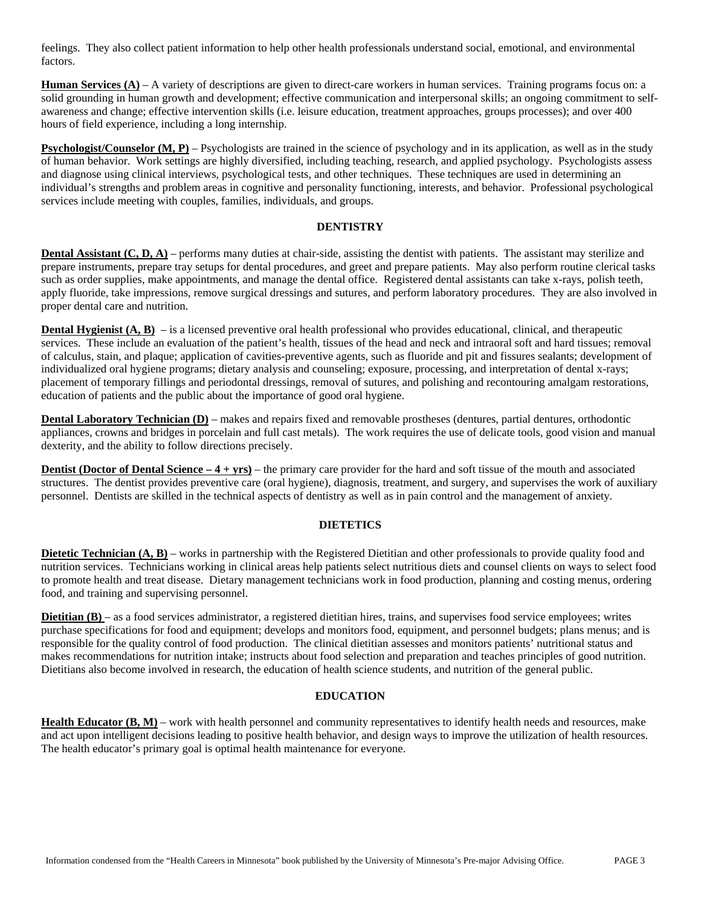feelings. They also collect patient information to help other health professionals understand social, emotional, and environmental factors.

**Human Services (A)** – A variety of descriptions are given to direct-care workers in human services. Training programs focus on: a solid grounding in human growth and development; effective communication and interpersonal skills; an ongoing commitment to self-awareness and change; effective intervention skills (i.e. leisure education, treatment approaches, groups processes); and over 400 hours of field experience, including a long internship.

**Psychologist/Counselor (M, P)** – Psychologists are trained in the science of psychology and in its application, as well as in the study of human behavior. Work settings are highly diversified, including teaching, research, and applied psychology. Psychologists assess and diagnose using clinical interviews, psychological tests, and other techniques. These techniques are used in determining an individual's strengths and problem areas in cognitive and personality functioning, interests, and behavior. Professional psychological services include meeting with couples, families, individuals, and groups.

## DENTISTRY

**Dental Assistant (C, D, A)** – performs many duties at chair-side, assisting the dentist with patients. The assistant may sterilize and prepare instruments, prepare tray setups for dental procedures, and greet and prepare patients. May also perform routine clerical tasks such as order supplies, make appointments, and manage the dental office. Registered dental assistants can take x-rays, polish teeth, apply fluoride, take impressions, remove surgical dressings and sutures, and perform laboratory procedures. They are also involved in proper dental care and nutrition.

**Dental Hygienist (A, B)** – is a licensed preventive oral health professional who provides educational, clinical, and therapeutic services. These include an evaluation of the patient's health, tissues of the head and neck and intraoral soft and hard tissues; removal of calculus, stain, and plaque; application of cavities-preventive agents, such as fluoride and pit and fissures sealants; development of individualized oral hygiene programs; dietary analysis and counseling; exposure, processing, and interpretation of dental x-rays; placement of temporary fillings and periodontal dressings, removal of sutures, and polishing and recontouring amalgam restorations, education of patients and the public about the importance of good oral hygiene.

**Dental Laboratory Technician (D)** – makes and repairs fixed and removable prostheses (dentures, partial dentures, orthodontic appliances, crowns and bridges in porcelain and full cast metals). The work requires the use of delicate tools, good vision and manual dexterity, and the ability to follow directions precisely.

**Dentist (Doctor of Dental Science – 4 + yrs)** – the primary care provider for the hard and soft tissue of the mouth and associated structures. The dentist provides preventive care (oral hygiene), diagnosis, treatment, and surgery, and supervises the work of auxiliary personnel. Dentists are skilled in the technical aspects of dentistry as well as in pain control and the management of anxiety.

## DIETETICS

**Dietetic Technician (A, B)** – works in partnership with the Registered Dietitian and other professionals to provide quality food and nutrition services. Technicians working in clinical areas help patients select nutritious diets and counsel clients on ways to select food to promote health and treat disease. Dietary management technicians work in food production, planning and costing menus, ordering food, and training and supervising personnel.

**Dietitian (B)** – as a food services administrator, a registered dietitian hires, trains, and supervises food service employees; writes purchase specifications for food and equipment; develops and monitors food, equipment, and personnel budgets; plans menus; and is responsible for the quality control of food production. The clinical dietitian assesses and monitors patients' nutritional status and makes recommendations for nutrition intake; instructs about food selection and preparation and teaches principles of good nutrition. Dietitians also become involved in research, the education of health science students, and nutrition of the general public.

## EDUCATION

**Health Educator (B, M)** – work with health personnel and community representatives to identify health needs and resources, make and act upon intelligent decisions leading to positive health behavior, and design ways to improve the utilization of health resources. The health educator's primary goal is optimal health maintenance for everyone.

Information condensed from the "Health Careers in Minnesota" book published by the University of Minnesota's Pre-major Advising Office.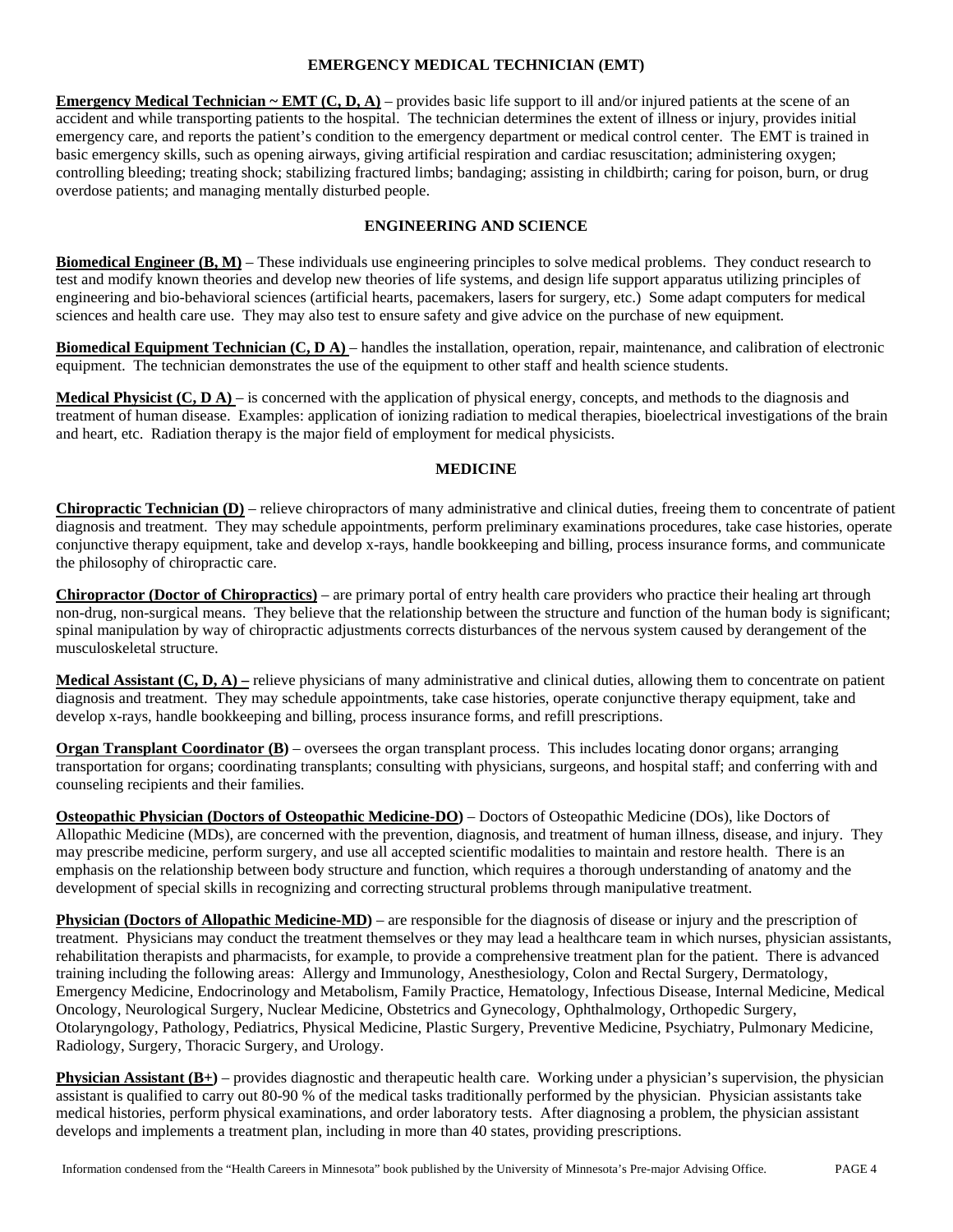## EMERGENCY MEDICAL TECHNICIAN (EMT)

**Emergency Medical Technician ~ EMT (C, D, A)** – provides basic life support to ill and/or injured patients at the scene of an accident and while transporting patients to the hospital. The technician determines the extent of illness or injury, provides initial emergency care, and reports the patient's condition to the emergency department or medical control center. The EMT is trained in basic emergency skills, such as opening airways, giving artificial respiration and cardiac resuscitation; administering oxygen; controlling bleeding; treating shock; stabilizing fractured limbs; bandaging; assisting in childbirth; caring for poison, burn, or drug overdose patients; and managing mentally disturbed people.

## ENGINEERING AND SCIENCE

**Biomedical Engineer (B, M)** – These individuals use engineering principles to solve medical problems. They conduct research to test and modify known theories and develop new theories of life systems, and design life support apparatus utilizing principles of engineering and bio-behavioral sciences (artificial hearts, pacemakers, lasers for surgery, etc.) Some adapt computers for medical sciences and health care use. They may also test to ensure safety and give advice on the purchase of new equipment.

**Biomedical Equipment Technician (C, D A)** – handles the installation, operation, repair, maintenance, and calibration of electronic equipment. The technician demonstrates the use of the equipment to other staff and health science students.

**Medical Physicist (C, D A)** – is concerned with the application of physical energy, concepts, and methods to the diagnosis and treatment of human disease. Examples: application of ionizing radiation to medical therapies, bioelectrical investigations of the brain and heart, etc. Radiation therapy is the major field of employment for medical physicists.

## MEDICINE

**Chiropractic Technician (D)** – relieve chiropractors of many administrative and clinical duties, freeing them to concentrate of patient diagnosis and treatment. They may schedule appointments, perform preliminary examinations procedures, take case histories, operate conjunctive therapy equipment, take and develop x-rays, handle bookkeeping and billing, process insurance forms, and communicate the philosophy of chiropractic care.

**Chiropractor (Doctor of Chiropractics)** – are primary portal of entry health care providers who practice their healing art through non-drug, non-surgical means. They believe that the relationship between the structure and function of the human body is significant; spinal manipulation by way of chiropractic adjustments corrects disturbances of the nervous system caused by derangement of the musculoskeletal structure.

**Medical Assistant (C, D, A) –** relieve physicians of many administrative and clinical duties, allowing them to concentrate on patient diagnosis and treatment. They may schedule appointments, take case histories, operate conjunctive therapy equipment, take and develop x-rays, handle bookkeeping and billing, process insurance forms, and refill prescriptions.

**Organ Transplant Coordinator (B)** – oversees the organ transplant process. This includes locating donor organs; arranging transportation for organs; coordinating transplants; consulting with physicians, surgeons, and hospital staff; and conferring with and counseling recipients and their families.

**Osteopathic Physician (Doctors of Osteopathic Medicine-DO)** – Doctors of Osteopathic Medicine (DOs), like Doctors of Allopathic Medicine (MDs), are concerned with the prevention, diagnosis, and treatment of human illness, disease, and injury. They may prescribe medicine, perform surgery, and use all accepted scientific modalities to maintain and restore health. There is an emphasis on the relationship between body structure and function, which requires a thorough understanding of anatomy and the development of special skills in recognizing and correcting structural problems through manipulative treatment.

**Physician (Doctors of Allopathic Medicine-MD)** – are responsible for the diagnosis of disease or injury and the prescription of treatment. Physicians may conduct the treatment themselves or they may lead a healthcare team in which nurses, physician assistants, rehabilitation therapists and pharmacists, for example, to provide a comprehensive treatment plan for the patient. There is advanced training including the following areas: Allergy and Immunology, Anesthesiology, Colon and Rectal Surgery, Dermatology, Emergency Medicine, Endocrinology and Metabolism, Family Practice, Hematology, Infectious Disease, Internal Medicine, Medical Oncology, Neurological Surgery, Nuclear Medicine, Obstetrics and Gynecology, Ophthalmology, Orthopedic Surgery, Otolaryngology, Pathology, Pediatrics, Physical Medicine, Plastic Surgery, Preventive Medicine, Psychiatry, Pulmonary Medicine, Radiology, Surgery, Thoracic Surgery, and Urology.

**Physician Assistant (B+)** – provides diagnostic and therapeutic health care. Working under a physician's supervision, the physician assistant is qualified to carry out 80-90 % of the medical tasks traditionally performed by the physician. Physician assistants take medical histories, perform physical examinations, and order laboratory tests. After diagnosing a problem, the physician assistant develops and implements a treatment plan, including in more than 40 states, providing prescriptions.

Information condensed from the "Health Careers in Minnesota" book published by the University of Minnesota's Pre-major Advising Office.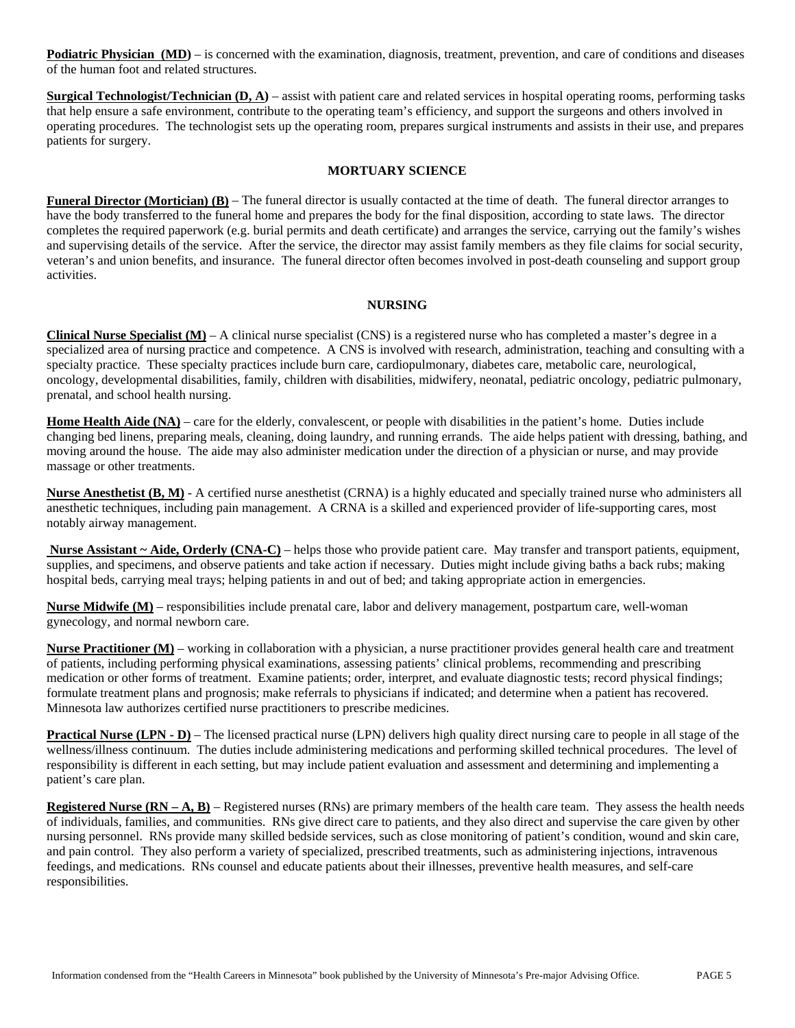**Podiatric Physician (MD)** – is concerned with the examination, diagnosis, treatment, prevention, and care of conditions and diseases of the human foot and related structures.

**Surgical Technologist/Technician (D, A)** – assist with patient care and related services in hospital operating rooms, performing tasks that help ensure a safe environment, contribute to the operating team's efficiency, and support the surgeons and others involved in operating procedures. The technologist sets up the operating room, prepares surgical instruments and assists in their use, and prepares patients for surgery.

## MORTUARY SCIENCE

**Funeral Director (Mortician) (B)** – The funeral director is usually contacted at the time of death. The funeral director arranges to have the body transferred to the funeral home and prepares the body for the final disposition, according to state laws. The director completes the required paperwork (e.g. burial permits and death certificate) and arranges the service, carrying out the family's wishes and supervising details of the service. After the service, the director may assist family members as they file claims for social security, veteran's and union benefits, and insurance. The funeral director often becomes involved in post-death counseling and support group activities.

## NURSING

**Clinical Nurse Specialist (M)** – A clinical nurse specialist (CNS) is a registered nurse who has completed a master's degree in a specialized area of nursing practice and competence. A CNS is involved with research, administration, teaching and consulting with a specialty practice. These specialty practices include burn care, cardiopulmonary, diabetes care, metabolic care, neurological, oncology, developmental disabilities, family, children with disabilities, midwifery, neonatal, pediatric oncology, pediatric pulmonary, prenatal, and school health nursing.

**Home Health Aide (NA)** – care for the elderly, convalescent, or people with disabilities in the patient's home. Duties include changing bed linens, preparing meals, cleaning, doing laundry, and running errands. The aide helps patient with dressing, bathing, and moving around the house. The aide may also administer medication under the direction of a physician or nurse, and may provide massage or other treatments.

**Nurse Anesthetist (B, M)** - A certified nurse anesthetist (CRNA) is a highly educated and specially trained nurse who administers all anesthetic techniques, including pain management. A CRNA is a skilled and experienced provider of life-supporting cares, most notably airway management.

**Nurse Assistant ~ Aide, Orderly (CNA-C)** – helps those who provide patient care. May transfer and transport patients, equipment, supplies, and specimens, and observe patients and take action if necessary. Duties might include giving baths a back rubs; making hospital beds, carrying meal trays; helping patients in and out of bed; and taking appropriate action in emergencies.

**Nurse Midwife (M)** – responsibilities include prenatal care, labor and delivery management, postpartum care, well-woman gynecology, and normal newborn care.

**Nurse Practitioner (M)** – working in collaboration with a physician, a nurse practitioner provides general health care and treatment of patients, including performing physical examinations, assessing patients' clinical problems, recommending and prescribing medication or other forms of treatment. Examine patients; order, interpret, and evaluate diagnostic tests; record physical findings; formulate treatment plans and prognosis; make referrals to physicians if indicated; and determine when a patient has recovered. Minnesota law authorizes certified nurse practitioners to prescribe medicines.

**Practical Nurse (LPN - D)** – The licensed practical nurse (LPN) delivers high quality direct nursing care to people in all stage of the wellness/illness continuum. The duties include administering medications and performing skilled technical procedures. The level of responsibility is different in each setting, but may include patient evaluation and assessment and determining and implementing a patient's care plan.

**Registered Nurse (RN – A, B)** – Registered nurses (RNs) are primary members of the health care team. They assess the health needs of individuals, families, and communities. RNs give direct care to patients, and they also direct and supervise the care given by other nursing personnel. RNs provide many skilled bedside services, such as close monitoring of patient's condition, wound and skin care, and pain control. They also perform a variety of specialized, prescribed treatments, such as administering injections, intravenous feedings, and medications. RNs counsel and educate patients about their illnesses, preventive health measures, and self-care responsibilities.

Information condensed from the "Health Careers in Minnesota" book published by the University of Minnesota's Pre-major Advising Office.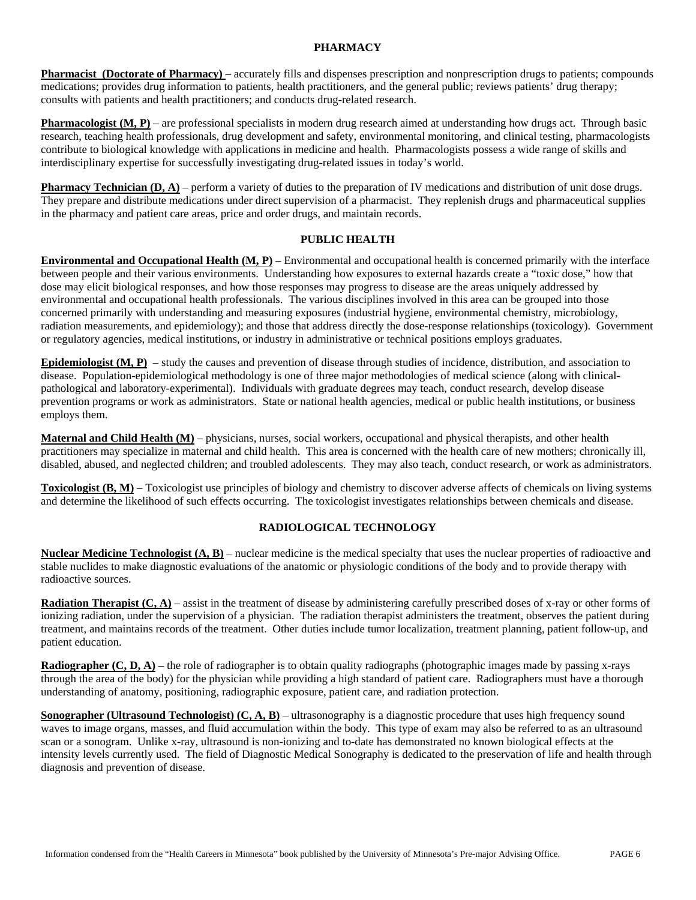## PHARMACY

**Pharmacist (Doctorate of Pharmacy)** – accurately fills and dispenses prescription and nonprescription drugs to patients; compounds medications; provides drug information to patients, health practitioners, and the general public; reviews patients' drug therapy; consults with patients and health practitioners; and conducts drug-related research.

**Pharmacologist (M, P)** – are professional specialists in modern drug research aimed at understanding how drugs act. Through basic research, teaching health professionals, drug development and safety, environmental monitoring, and clinical testing, pharmacologists contribute to biological knowledge with applications in medicine and health. Pharmacologists possess a wide range of skills and interdisciplinary expertise for successfully investigating drug-related issues in today's world.

**Pharmacy Technician (D, A)** – perform a variety of duties to the preparation of IV medications and distribution of unit dose drugs. They prepare and distribute medications under direct supervision of a pharmacist. They replenish drugs and pharmaceutical supplies in the pharmacy and patient care areas, price and order drugs, and maintain records.

## PUBLIC HEALTH

**Environmental and Occupational Health (M, P)** – Environmental and occupational health is concerned primarily with the interface between people and their various environments. Understanding how exposures to external hazards create a "toxic dose," how that dose may elicit biological responses, and how those responses may progress to disease are the areas uniquely addressed by environmental and occupational health professionals. The various disciplines involved in this area can be grouped into those concerned primarily with understanding and measuring exposures (industrial hygiene, environmental chemistry, microbiology, radiation measurements, and epidemiology); and those that address directly the dose-response relationships (toxicology). Government or regulatory agencies, medical institutions, or industry in administrative or technical positions employs graduates.

**Epidemiologist (M, P)** – study the causes and prevention of disease through studies of incidence, distribution, and association to disease. Population-epidemiological methodology is one of three major methodologies of medical science (along with clinical-pathological and laboratory-experimental). Individuals with graduate degrees may teach, conduct research, develop disease prevention programs or work as administrators. State or national health agencies, medical or public health institutions, or business employs them.

**Maternal and Child Health (M)** – physicians, nurses, social workers, occupational and physical therapists, and other health practitioners may specialize in maternal and child health. This area is concerned with the health care of new mothers; chronically ill, disabled, abused, and neglected children; and troubled adolescents. They may also teach, conduct research, or work as administrators.

**Toxicologist (B, M)** – Toxicologist use principles of biology and chemistry to discover adverse affects of chemicals on living systems and determine the likelihood of such effects occurring. The toxicologist investigates relationships between chemicals and disease.

## RADIOLOGICAL TECHNOLOGY

**Nuclear Medicine Technologist (A, B)** – nuclear medicine is the medical specialty that uses the nuclear properties of radioactive and stable nuclides to make diagnostic evaluations of the anatomic or physiologic conditions of the body and to provide therapy with radioactive sources.

**Radiation Therapist (C, A)** – assist in the treatment of disease by administering carefully prescribed doses of x-ray or other forms of ionizing radiation, under the supervision of a physician. The radiation therapist administers the treatment, observes the patient during treatment, and maintains records of the treatment. Other duties include tumor localization, treatment planning, patient follow-up, and patient education.

**Radiographer (C, D, A)** – the role of radiographer is to obtain quality radiographs (photographic images made by passing x-rays through the area of the body) for the physician while providing a high standard of patient care. Radiographers must have a thorough understanding of anatomy, positioning, radiographic exposure, patient care, and radiation protection.

**Sonographer (Ultrasound Technologist) (C, A, B)** – ultrasonography is a diagnostic procedure that uses high frequency sound waves to image organs, masses, and fluid accumulation within the body. This type of exam may also be referred to as an ultrasound scan or a sonogram. Unlike x-ray, ultrasound is non-ionizing and to-date has demonstrated no known biological effects at the intensity levels currently used. The field of Diagnostic Medical Sonography is dedicated to the preservation of life and health through diagnosis and prevention of disease.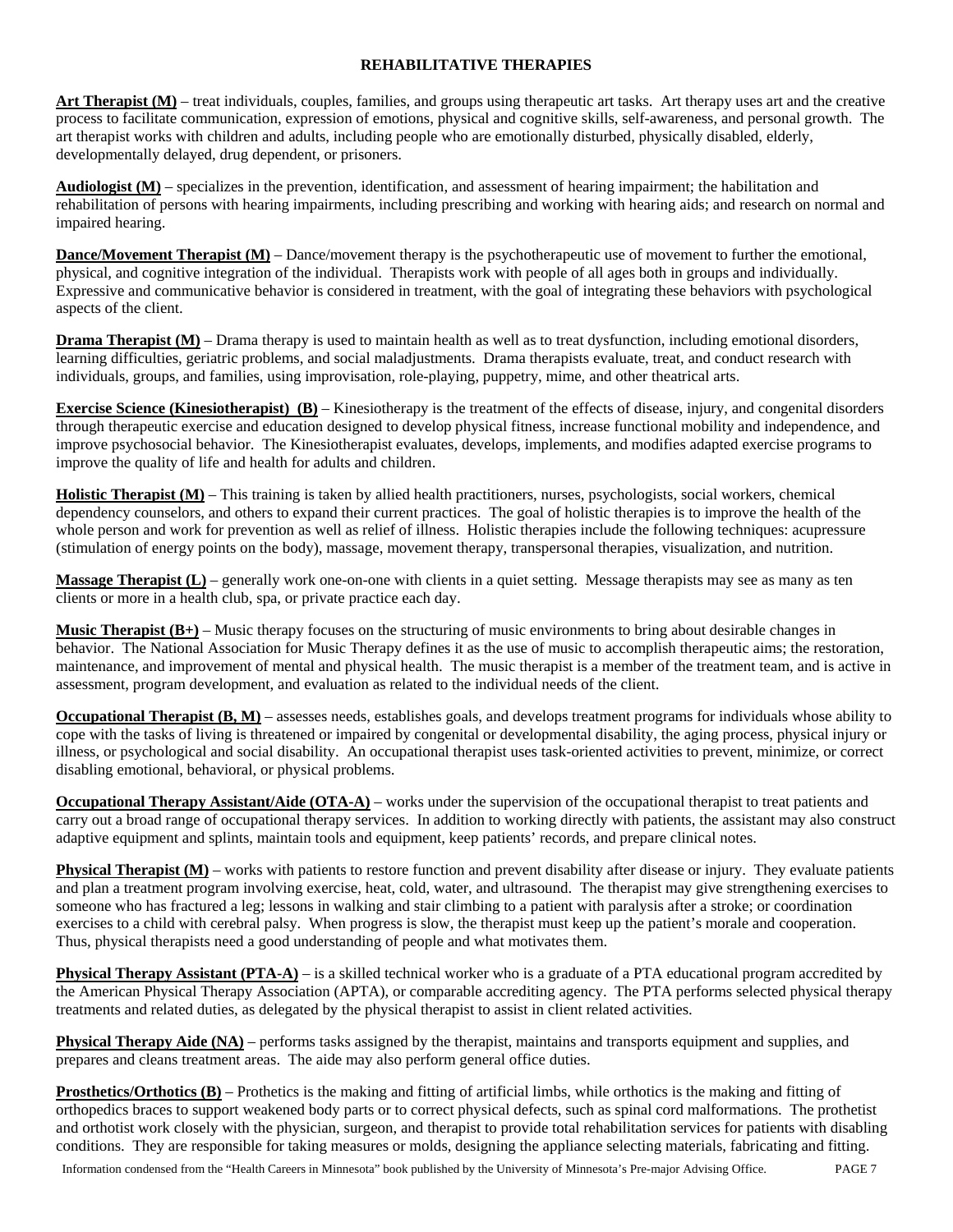## REHABILITATIVE THERAPIES

**Art Therapist (M)** – treat individuals, couples, families, and groups using therapeutic art tasks. Art therapy uses art and the creative process to facilitate communication, expression of emotions, physical and cognitive skills, self-awareness, and personal growth. The art therapist works with children and adults, including people who are emotionally disturbed, physically disabled, elderly, developmentally delayed, drug dependent, or prisoners.

**Audiologist (M)** – specializes in the prevention, identification, and assessment of hearing impairment; the habilitation and rehabilitation of persons with hearing impairments, including prescribing and working with hearing aids; and research on normal and impaired hearing.

**Dance/Movement Therapist (M)** – Dance/movement therapy is the psychotherapeutic use of movement to further the emotional, physical, and cognitive integration of the individual. Therapists work with people of all ages both in groups and individually. Expressive and communicative behavior is considered in treatment, with the goal of integrating these behaviors with psychological aspects of the client.

**Drama Therapist (M)** – Drama therapy is used to maintain health as well as to treat dysfunction, including emotional disorders, learning difficulties, geriatric problems, and social maladjustments. Drama therapists evaluate, treat, and conduct research with individuals, groups, and families, using improvisation, role-playing, puppetry, mime, and other theatrical arts.

**Exercise Science (Kinesiotherapist) (B)** – Kinesiotherapy is the treatment of the effects of disease, injury, and congenital disorders through therapeutic exercise and education designed to develop physical fitness, increase functional mobility and independence, and improve psychosocial behavior. The Kinesiotherapist evaluates, develops, implements, and modifies adapted exercise programs to improve the quality of life and health for adults and children.

**Holistic Therapist (M)** – This training is taken by allied health practitioners, nurses, psychologists, social workers, chemical dependency counselors, and others to expand their current practices. The goal of holistic therapies is to improve the health of the whole person and work for prevention as well as relief of illness. Holistic therapies include the following techniques: acupressure (stimulation of energy points on the body), massage, movement therapy, transpersonal therapies, visualization, and nutrition.

**Massage Therapist (L)** – generally work one-on-one with clients in a quiet setting. Message therapists may see as many as ten clients or more in a health club, spa, or private practice each day.

**Music Therapist (B+)** – Music therapy focuses on the structuring of music environments to bring about desirable changes in behavior. The National Association for Music Therapy defines it as the use of music to accomplish therapeutic aims; the restoration, maintenance, and improvement of mental and physical health. The music therapist is a member of the treatment team, and is active in assessment, program development, and evaluation as related to the individual needs of the client.

**Occupational Therapist (B, M)** – assesses needs, establishes goals, and develops treatment programs for individuals whose ability to cope with the tasks of living is threatened or impaired by congenital or developmental disability, the aging process, physical injury or illness, or psychological and social disability. An occupational therapist uses task-oriented activities to prevent, minimize, or correct disabling emotional, behavioral, or physical problems.

**Occupational Therapy Assistant/Aide (OTA-A)** – works under the supervision of the occupational therapist to treat patients and carry out a broad range of occupational therapy services. In addition to working directly with patients, the assistant may also construct adaptive equipment and splints, maintain tools and equipment, keep patients' records, and prepare clinical notes.

**Physical Therapist (M)** – works with patients to restore function and prevent disability after disease or injury. They evaluate patients and plan a treatment program involving exercise, heat, cold, water, and ultrasound. The therapist may give strengthening exercises to someone who has fractured a leg; lessons in walking and stair climbing to a patient with paralysis after a stroke; or coordination exercises to a child with cerebral palsy. When progress is slow, the therapist must keep up the patient's morale and cooperation. Thus, physical therapists need a good understanding of people and what motivates them.

**Physical Therapy Assistant (PTA-A)** – is a skilled technical worker who is a graduate of a PTA educational program accredited by the American Physical Therapy Association (APTA), or comparable accrediting agency. The PTA performs selected physical therapy treatments and related duties, as delegated by the physical therapist to assist in client related activities.

**Physical Therapy Aide (NA)** – performs tasks assigned by the therapist, maintains and transports equipment and supplies, and prepares and cleans treatment areas. The aide may also perform general office duties.

**Prosthetics/Orthotics (B)** – Prosthetics is the making and fitting of artificial limbs, while orthotics is the making and fitting of orthopedics braces to support weakened body parts or to correct physical defects, such as spinal cord malformations. The prothetist and orthotist work closely with the physician, surgeon, and therapist to provide total rehabilitation services for patients with disabling conditions. They are responsible for taking measures or molds, designing the appliance selecting materials, fabricating and fitting.

Information condensed from the "Health Careers in Minnesota" book published by the University of Minnesota's Pre-major Advising Office.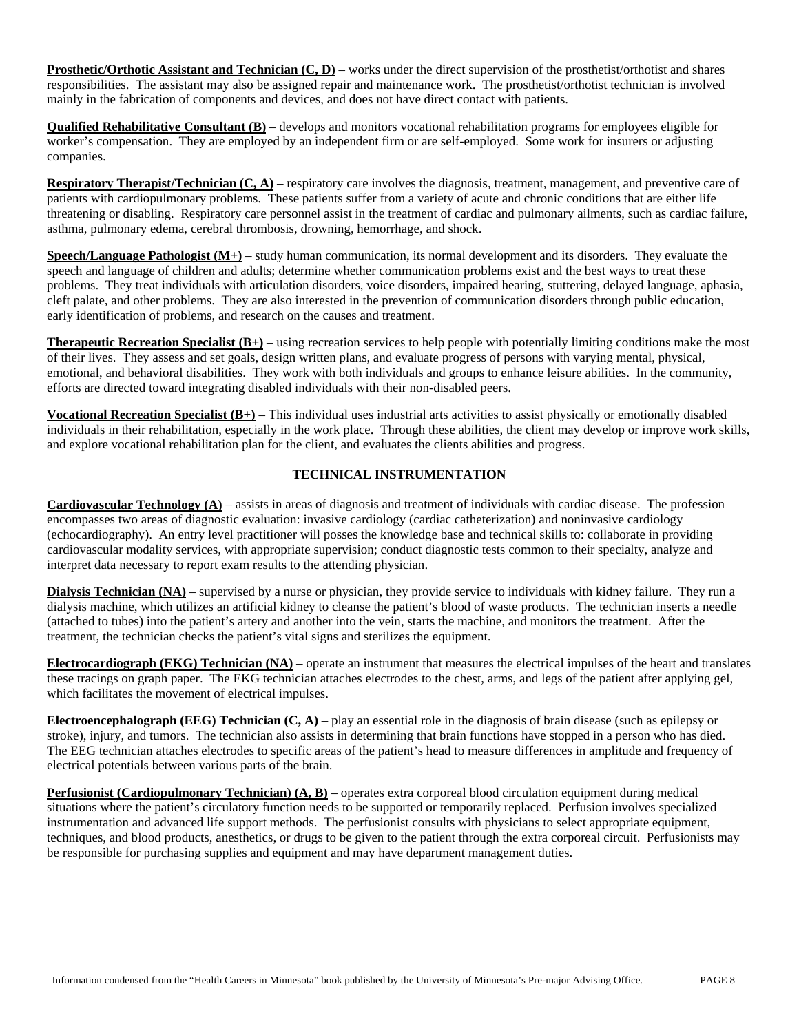**Prosthetic/Orthotic Assistant and Technician (C, D)** – works under the direct supervision of the prosthetist/orthotist and shares responsibilities. The assistant may also be assigned repair and maintenance work. The prosthetist/orthotist technician is involved mainly in the fabrication of components and devices, and does not have direct contact with patients.

**Qualified Rehabilitative Consultant (B)** – develops and monitors vocational rehabilitation programs for employees eligible for worker's compensation. They are employed by an independent firm or are self-employed. Some work for insurers or adjusting companies.

**Respiratory Therapist/Technician (C, A)** – respiratory care involves the diagnosis, treatment, management, and preventive care of patients with cardiopulmonary problems. These patients suffer from a variety of acute and chronic conditions that are either life threatening or disabling. Respiratory care personnel assist in the treatment of cardiac and pulmonary ailments, such as cardiac failure, asthma, pulmonary edema, cerebral thrombosis, drowning, hemorrhage, and shock.

**Speech/Language Pathologist (M+)** – study human communication, its normal development and its disorders. They evaluate the speech and language of children and adults; determine whether communication problems exist and the best ways to treat these problems. They treat individuals with articulation disorders, voice disorders, impaired hearing, stuttering, delayed language, aphasia, cleft palate, and other problems. They are also interested in the prevention of communication disorders through public education, early identification of problems, and research on the causes and treatment.

**Therapeutic Recreation Specialist (B+)** – using recreation services to help people with potentially limiting conditions make the most of their lives. They assess and set goals, design written plans, and evaluate progress of persons with varying mental, physical, emotional, and behavioral disabilities. They work with both individuals and groups to enhance leisure abilities. In the community, efforts are directed toward integrating disabled individuals with their non-disabled peers.

**Vocational Recreation Specialist (B+)** – This individual uses industrial arts activities to assist physically or emotionally disabled individuals in their rehabilitation, especially in the work place. Through these abilities, the client may develop or improve work skills, and explore vocational rehabilitation plan for the client, and evaluates the clients abilities and progress.

## TECHNICAL INSTRUMENTATION

**Cardiovascular Technology (A)** – assists in areas of diagnosis and treatment of individuals with cardiac disease. The profession encompasses two areas of diagnostic evaluation: invasive cardiology (cardiac catheterization) and noninvasive cardiology (echocardiography). An entry level practitioner will posses the knowledge base and technical skills to: collaborate in providing cardiovascular modality services, with appropriate supervision; conduct diagnostic tests common to their specialty, analyze and interpret data necessary to report exam results to the attending physician.

**Dialysis Technician (NA)** – supervised by a nurse or physician, they provide service to individuals with kidney failure. They run a dialysis machine, which utilizes an artificial kidney to cleanse the patient's blood of waste products. The technician inserts a needle (attached to tubes) into the patient's artery and another into the vein, starts the machine, and monitors the treatment. After the treatment, the technician checks the patient's vital signs and sterilizes the equipment.

**Electrocardiograph (EKG) Technician (NA)** – operate an instrument that measures the electrical impulses of the heart and translates these tracings on graph paper. The EKG technician attaches electrodes to the chest, arms, and legs of the patient after applying gel, which facilitates the movement of electrical impulses.

**Electroencephalograph (EEG) Technician (C, A)** – play an essential role in the diagnosis of brain disease (such as epilepsy or stroke), injury, and tumors. The technician also assists in determining that brain functions have stopped in a person who has died. The EEG technician attaches electrodes to specific areas of the patient's head to measure differences in amplitude and frequency of electrical potentials between various parts of the brain.

**Perfusionist (Cardiopulmonary Technician) (A, B)** – operates extra corporeal blood circulation equipment during medical situations where the patient's circulatory function needs to be supported or temporarily replaced. Perfusion involves specialized instrumentation and advanced life support methods. The perfusionist consults with physicians to select appropriate equipment, techniques, and blood products, anesthetics, or drugs to be given to the patient through the extra corporeal circuit. Perfusionists may be responsible for purchasing supplies and equipment and may have department management duties.

Information condensed from the "Health Careers in Minnesota" book published by the University of Minnesota's Pre-major Advising Office.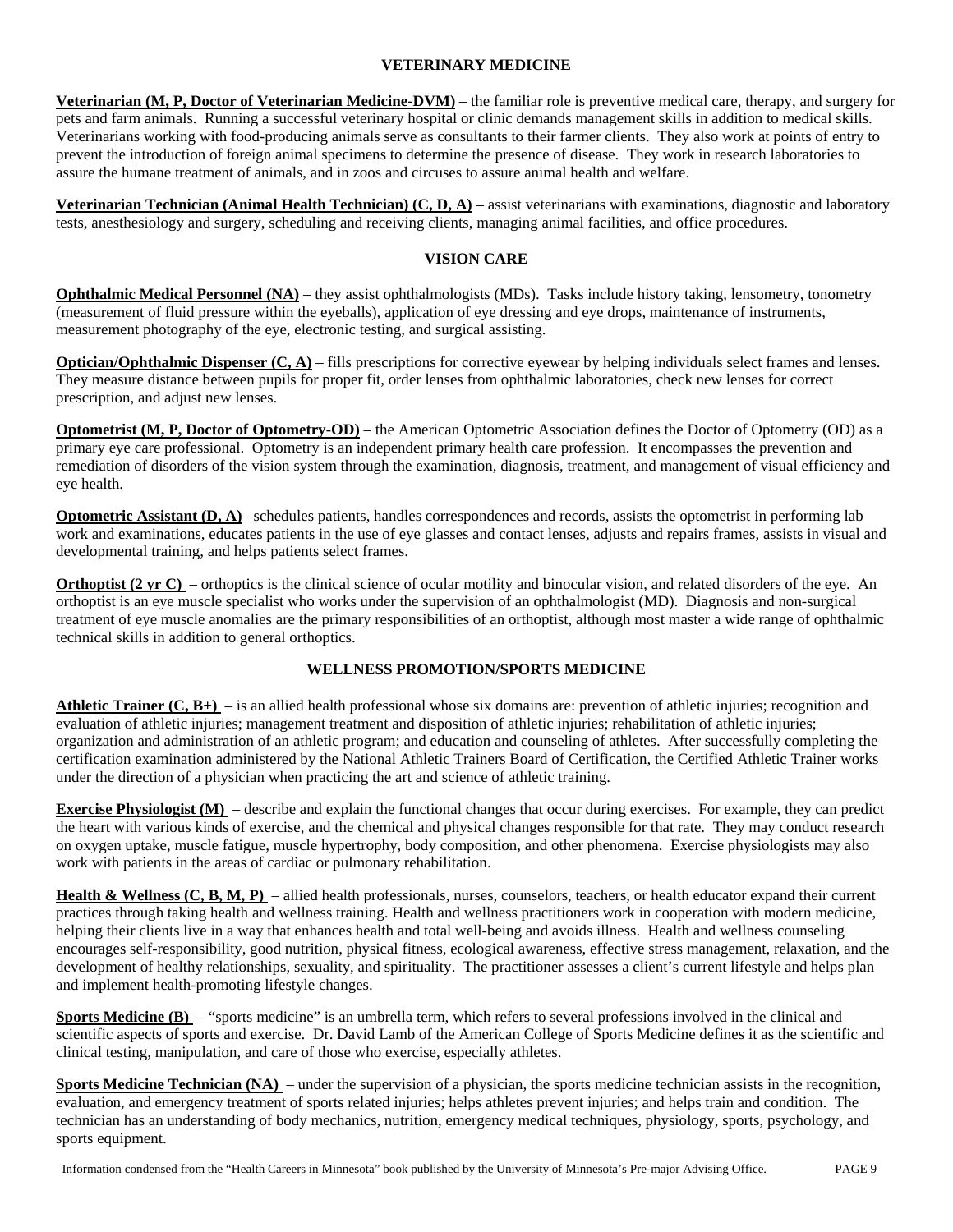## VETERINARY MEDICINE

**Veterinarian (M, P, Doctor of Veterinarian Medicine-DVM)** – the familiar role is preventive medical care, therapy, and surgery for pets and farm animals. Running a successful veterinary hospital or clinic demands management skills in addition to medical skills. Veterinarians working with food-producing animals serve as consultants to their farmer clients. They also work at points of entry to prevent the introduction of foreign animal specimens to determine the presence of disease. They work in research laboratories to assure the humane treatment of animals, and in zoos and circuses to assure animal health and welfare.

**Veterinarian Technician (Animal Health Technician) (C, D, A)** – assist veterinarians with examinations, diagnostic and laboratory tests, anesthesiology and surgery, scheduling and receiving clients, managing animal facilities, and office procedures.

## VISION CARE

**Ophthalmic Medical Personnel (NA)** – they assist ophthalmologists (MDs). Tasks include history taking, lensometry, tonometry (measurement of fluid pressure within the eyeballs), application of eye dressing and eye drops, maintenance of instruments, measurement photography of the eye, electronic testing, and surgical assisting.

**Optician/Ophthalmic Dispenser (C, A)** – fills prescriptions for corrective eyewear by helping individuals select frames and lenses. They measure distance between pupils for proper fit, order lenses from ophthalmic laboratories, check new lenses for correct prescription, and adjust new lenses.

**Optometrist (M, P, Doctor of Optometry-OD)** – the American Optometric Association defines the Doctor of Optometry (OD) as a primary eye care professional. Optometry is an independent primary health care profession. It encompasses the prevention and remediation of disorders of the vision system through the examination, diagnosis, treatment, and management of visual efficiency and eye health.

**Optometric Assistant (D, A)** –schedules patients, handles correspondences and records, assists the optometrist in performing lab work and examinations, educates patients in the use of eye glasses and contact lenses, adjusts and repairs frames, assists in visual and developmental training, and helps patients select frames.

**Orthoptist (2 yr C)** – orthoptics is the clinical science of ocular motility and binocular vision, and related disorders of the eye. An orthoptist is an eye muscle specialist who works under the supervision of an ophthalmologist (MD). Diagnosis and non-surgical treatment of eye muscle anomalies are the primary responsibilities of an orthoptist, although most master a wide range of ophthalmic technical skills in addition to general orthoptics.

## WELLNESS PROMOTION/SPORTS MEDICINE

**Athletic Trainer (C, B+)** – is an allied health professional whose six domains are: prevention of athletic injuries; recognition and evaluation of athletic injuries; management treatment and disposition of athletic injuries; rehabilitation of athletic injuries; organization and administration of an athletic program; and education and counseling of athletes. After successfully completing the certification examination administered by the National Athletic Trainers Board of Certification, the Certified Athletic Trainer works under the direction of a physician when practicing the art and science of athletic training.

**Exercise Physiologist (M)** – describe and explain the functional changes that occur during exercises. For example, they can predict the heart with various kinds of exercise, and the chemical and physical changes responsible for that rate. They may conduct research on oxygen uptake, muscle fatigue, muscle hypertrophy, body composition, and other phenomena. Exercise physiologists may also work with patients in the areas of cardiac or pulmonary rehabilitation.

**Health & Wellness (C, B, M, P)** – allied health professionals, nurses, counselors, teachers, or health educator expand their current practices through taking health and wellness training. Health and wellness practitioners work in cooperation with modern medicine, helping their clients live in a way that enhances health and total well-being and avoids illness. Health and wellness counseling encourages self-responsibility, good nutrition, physical fitness, ecological awareness, effective stress management, relaxation, and the development of healthy relationships, sexuality, and spirituality. The practitioner assesses a client's current lifestyle and helps plan and implement health-promoting lifestyle changes.

**Sports Medicine (B)** – "sports medicine" is an umbrella term, which refers to several professions involved in the clinical and scientific aspects of sports and exercise. Dr. David Lamb of the American College of Sports Medicine defines it as the scientific and clinical testing, manipulation, and care of those who exercise, especially athletes.

**Sports Medicine Technician (NA)** – under the supervision of a physician, the sports medicine technician assists in the recognition, evaluation, and emergency treatment of sports related injuries; helps athletes prevent injuries; and helps train and condition. The technician has an understanding of body mechanics, nutrition, emergency medical techniques, physiology, sports, psychology, and sports equipment.

Information condensed from the "Health Careers in Minnesota" book published by the University of Minnesota's Pre-major Advising Office.